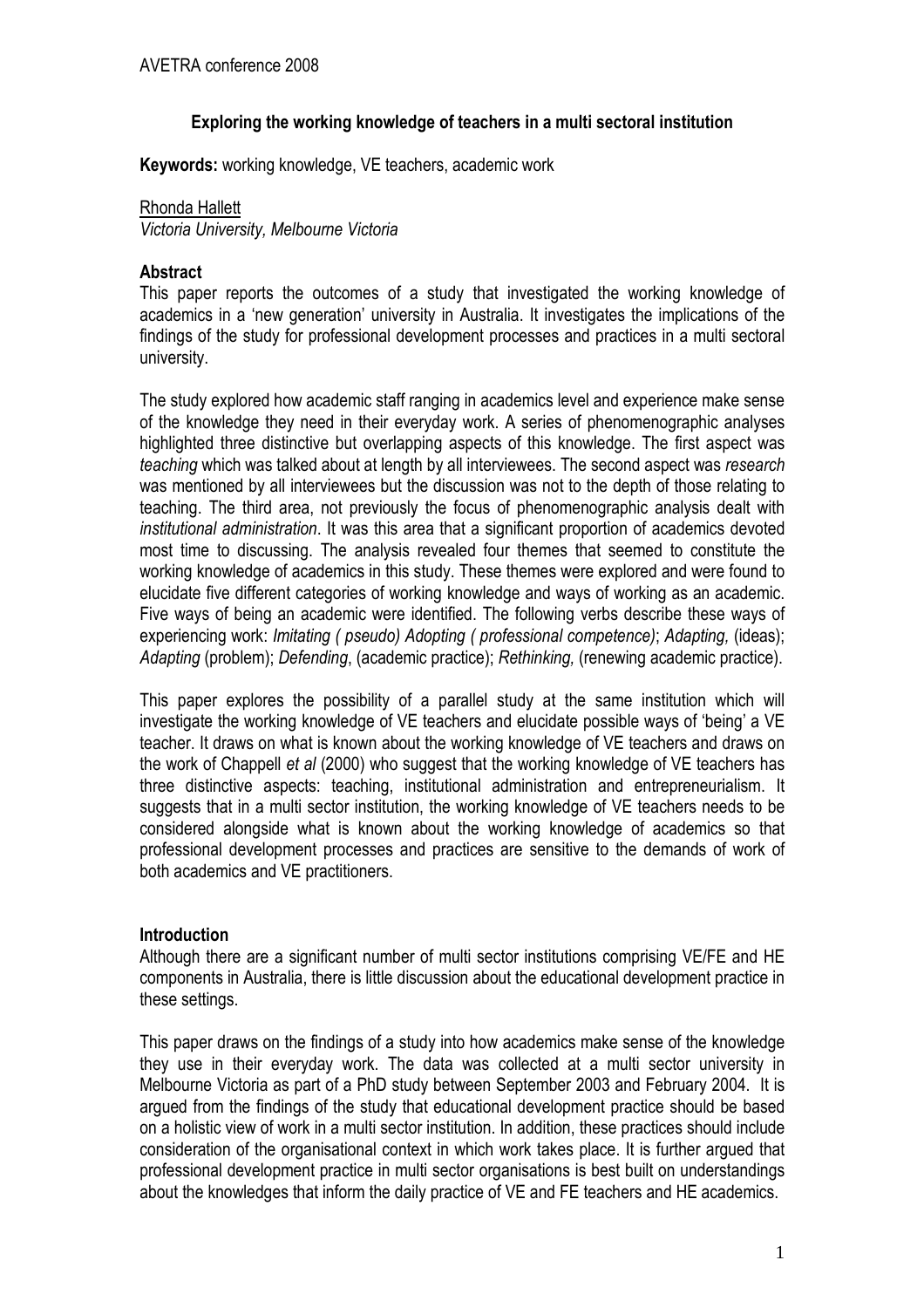AVETRA conference 2008

# Exploring the working knowledge of teachers in a multi sectoral institution

**Keywords:** working knowledge, VE teachers, academic work

Rhonda Hallett
*Victoria University, Melbourne Victoria*

## Abstract

This paper reports the outcomes of a study that investigated the working knowledge of academics in a 'new generation' university in Australia. It investigates the implications of the findings of the study for professional development processes and practices in a multi sectoral university.

The study explored how academic staff ranging in academics level and experience make sense of the knowledge they need in their everyday work. A series of phenomenographic analyses highlighted three distinctive but overlapping aspects of this knowledge. The first aspect was *teaching* which was talked about at length by all interviewees. The second aspect was *research* was mentioned by all interviewees but the discussion was not to the depth of those relating to teaching. The third area, not previously the focus of phenomenographic analysis dealt with *institutional administration*. It was this area that a significant proportion of academics devoted most time to discussing. The analysis revealed four themes that seemed to constitute the working knowledge of academics in this study. These themes were explored and were found to elucidate five different categories of working knowledge and ways of working as an academic. Five ways of being an academic were identified. The following verbs describe these ways of experiencing work: *Imitating ( pseudo) Adopting ( professional competence)*; *Adapting,* (ideas); *Adapting* (problem); *Defending*, (academic practice); *Rethinking,* (renewing academic practice).

This paper explores the possibility of a parallel study at the same institution which will investigate the working knowledge of VE teachers and elucidate possible ways of 'being' a VE teacher. It draws on what is known about the working knowledge of VE teachers and draws on the work of Chappell *et al* (2000) who suggest that the working knowledge of VE teachers has three distinctive aspects: teaching, institutional administration and entrepreneurialism. It suggests that in a multi sector institution, the working knowledge of VE teachers needs to be considered alongside what is known about the working knowledge of academics so that professional development processes and practices are sensitive to the demands of work of both academics and VE practitioners.

## Introduction

Although there are a significant number of multi sector institutions comprising VE/FE and HE components in Australia, there is little discussion about the educational development practice in these settings.

This paper draws on the findings of a study into how academics make sense of the knowledge they use in their everyday work. The data was collected at a multi sector university in Melbourne Victoria as part of a PhD study between September 2003 and February 2004. It is argued from the findings of the study that educational development practice should be based on a holistic view of work in a multi sector institution. In addition, these practices should include consideration of the organisational context in which work takes place. It is further argued that professional development practice in multi sector organisations is best built on understandings about the knowledges that inform the daily practice of VE and FE teachers and HE academics.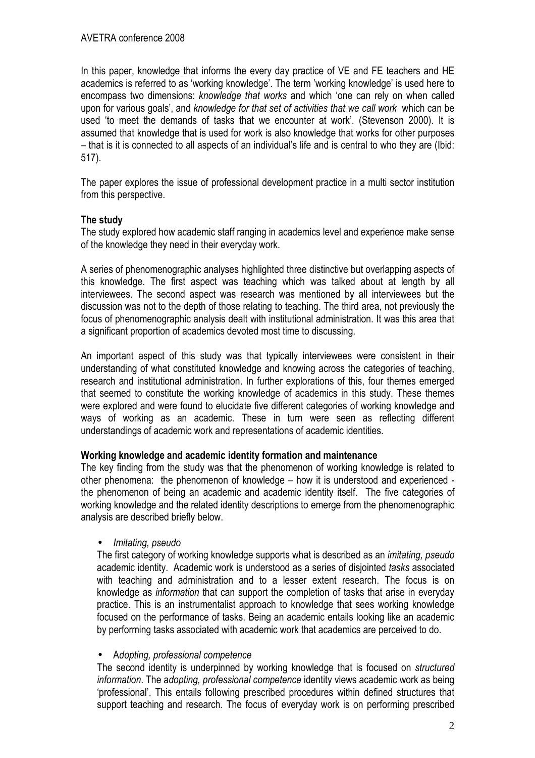In this paper, knowledge that informs the every day practice of VE and FE teachers and HE academics is referred to as 'working knowledge'. The term 'working knowledge' is used here to encompass two dimensions: *knowledge that works* and which 'one can rely on when called upon for various goals', and *knowledge for that set of activities that we call work* which can be used 'to meet the demands of tasks that we encounter at work'. (Stevenson 2000). It is assumed that knowledge that is used for work is also knowledge that works for other purposes – that is it is connected to all aspects of an individual's life and is central to who they are (Ibid: 517).

The paper explores the issue of professional development practice in a multi sector institution from this perspective.

**The study**

The study explored how academic staff ranging in academics level and experience make sense of the knowledge they need in their everyday work.

A series of phenomenographic analyses highlighted three distinctive but overlapping aspects of this knowledge. The first aspect was teaching which was talked about at length by all interviewees. The second aspect was research was mentioned by all interviewees but the discussion was not to the depth of those relating to teaching. The third area, not previously the focus of phenomenographic analysis dealt with institutional administration. It was this area that a significant proportion of academics devoted most time to discussing.

An important aspect of this study was that typically interviewees were consistent in their understanding of what constituted knowledge and knowing across the categories of teaching, research and institutional administration. In further explorations of this, four themes emerged that seemed to constitute the working knowledge of academics in this study. These themes were explored and were found to elucidate five different categories of working knowledge and ways of working as an academic. These in turn were seen as reflecting different understandings of academic work and representations of academic identities.

**Working knowledge and academic identity formation and maintenance**

The key finding from the study was that the phenomenon of working knowledge is related to other phenomena: the phenomenon of knowledge – how it is understood and experienced - the phenomenon of being an academic and academic identity itself. The five categories of working knowledge and the related identity descriptions to emerge from the phenomenographic analysis are described briefly below.

- *Imitating, pseudo*

  The first category of working knowledge supports what is described as an *imitating, pseudo* academic identity. Academic work is understood as a series of disjointed *tasks* associated with teaching and administration and to a lesser extent research. The focus is on knowledge as *information* that can support the completion of tasks that arise in everyday practice. This is an instrumentalist approach to knowledge that sees working knowledge focused on the performance of tasks. Being an academic entails looking like an academic by performing tasks associated with academic work that academics are perceived to do.

- A*dopting, professional competence*

  The second identity is underpinned by working knowledge that is focused on *structured information*. The a*dopting, professional competence* identity views academic work as being 'professional'. This entails following prescribed procedures within defined structures that support teaching and research. The focus of everyday work is on performing prescribed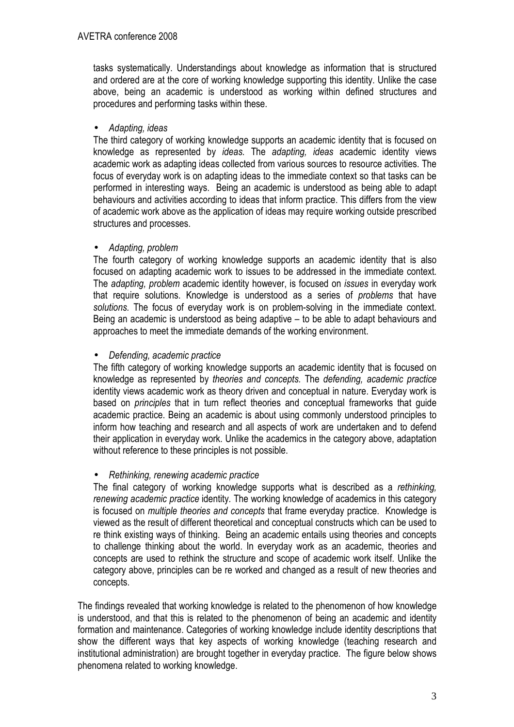tasks systematically. Understandings about knowledge as information that is structured and ordered are at the core of working knowledge supporting this identity. Unlike the case above, being an academic is understood as working within defined structures and procedures and performing tasks within these.

- *Adapting, ideas*

The third category of working knowledge supports an academic identity that is focused on knowledge as represented by *ideas.* The *adapting, ideas* academic identity views academic work as adapting ideas collected from various sources to resource activities. The focus of everyday work is on adapting ideas to the immediate context so that tasks can be performed in interesting ways. Being an academic is understood as being able to adapt behaviours and activities according to ideas that inform practice. This differs from the view of academic work above as the application of ideas may require working outside prescribed structures and processes.

- *Adapting, problem*

The fourth category of working knowledge supports an academic identity that is also focused on adapting academic work to issues to be addressed in the immediate context. The *adapting, problem* academic identity however, is focused on *issues* in everyday work that require solutions. Knowledge is understood as a series of *problems* that have *solutions.* The focus of everyday work is on problem-solving in the immediate context. Being an academic is understood as being adaptive – to be able to adapt behaviours and approaches to meet the immediate demands of the working environment.

- *Defending, academic practice*

The fifth category of working knowledge supports an academic identity that is focused on knowledge as represented by *theories and concepts.* The *defending, academic practice* identity views academic work as theory driven and conceptual in nature. Everyday work is based on *principles* that in turn reflect theories and conceptual frameworks that guide academic practice. Being an academic is about using commonly understood principles to inform how teaching and research and all aspects of work are undertaken and to defend their application in everyday work. Unlike the academics in the category above, adaptation without reference to these principles is not possible.

- *Rethinking, renewing academic practice*

The final category of working knowledge supports what is described as a *rethinking, renewing academic practice* identity. The working knowledge of academics in this category is focused on *multiple theories and concepts* that frame everyday practice. Knowledge is viewed as the result of different theoretical and conceptual constructs which can be used to re think existing ways of thinking. Being an academic entails using theories and concepts to challenge thinking about the world. In everyday work as an academic, theories and concepts are used to rethink the structure and scope of academic work itself. Unlike the category above, principles can be re worked and changed as a result of new theories and concepts.

The findings revealed that working knowledge is related to the phenomenon of how knowledge is understood, and that this is related to the phenomenon of being an academic and identity formation and maintenance. Categories of working knowledge include identity descriptions that show the different ways that key aspects of working knowledge (teaching research and institutional administration) are brought together in everyday practice. The figure below shows phenomena related to working knowledge.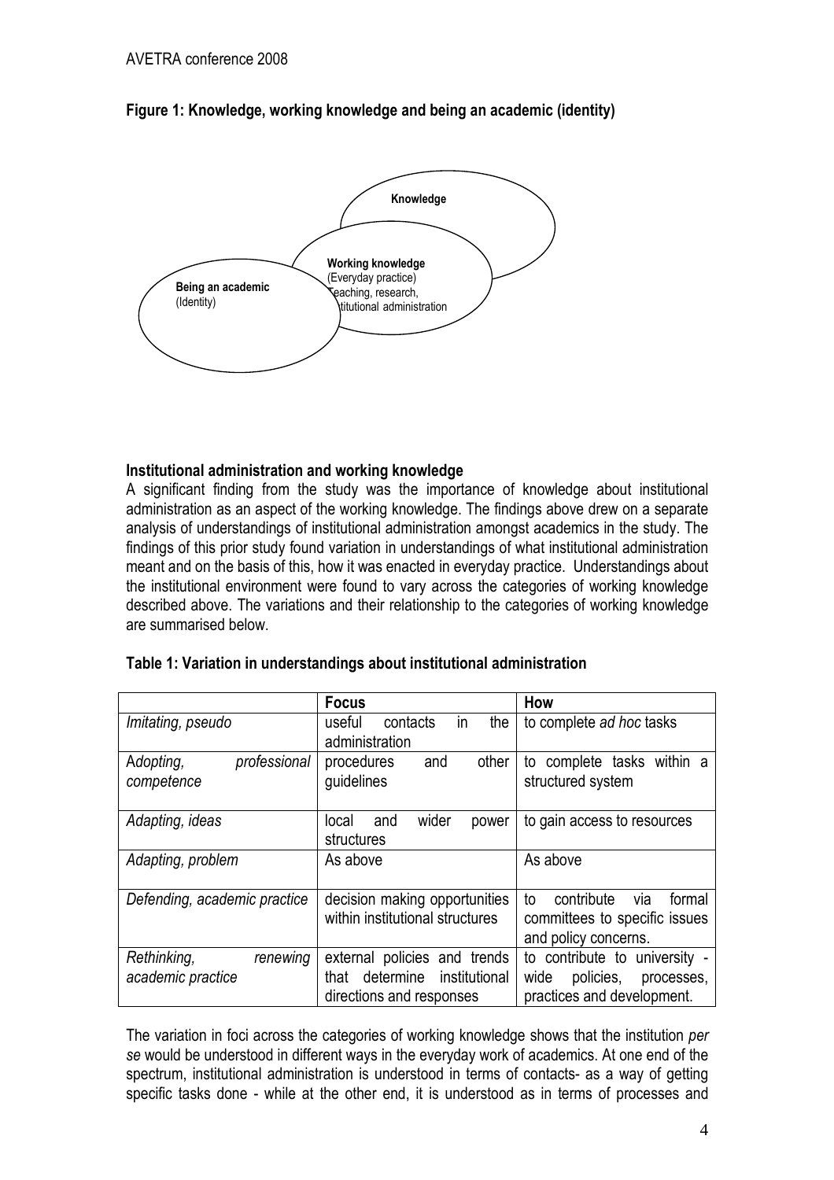**Figure 1: Knowledge, working knowledge and being an academic (identity)**

**Knowledge**

**Working knowledge**
(Everyday practice)
Teaching, research,
institutional administration

**Being an academic**
(Identity)

**Institutional administration and working knowledge**

A significant finding from the study was the importance of knowledge about institutional administration as an aspect of the working knowledge. The findings above drew on a separate analysis of understandings of institutional administration amongst academics in the study. The findings of this prior study found variation in understandings of what institutional administration meant and on the basis of this, how it was enacted in everyday practice. Understandings about the institutional environment were found to vary across the categories of working knowledge described above. The variations and their relationship to the categories of working knowledge are summarised below.

**Table 1: Variation in understandings about institutional administration**

| | **Focus** | **How** |
|---|---|---|
| *Imitating, pseudo* | useful contacts in the administration | to complete *ad hoc* tasks |
| *Adopting, professional competence* | procedures and other guidelines | to complete tasks within a structured system |
| *Adapting, ideas* | local and wider power structures | to gain access to resources |
| *Adapting, problem* | As above | As above |
| *Defending, academic practice* | decision making opportunities within institutional structures | to contribute via formal committees to specific issues and policy concerns. |
| *Rethinking, renewing academic practice* | external policies and trends that determine institutional directions and responses | to contribute to university - wide policies, processes, practices and development. |

The variation in foci across the categories of working knowledge shows that the institution *per se* would be understood in different ways in the everyday work of academics. At one end of the spectrum, institutional administration is understood in terms of contacts- as a way of getting specific tasks done - while at the other end, it is understood as in terms of processes and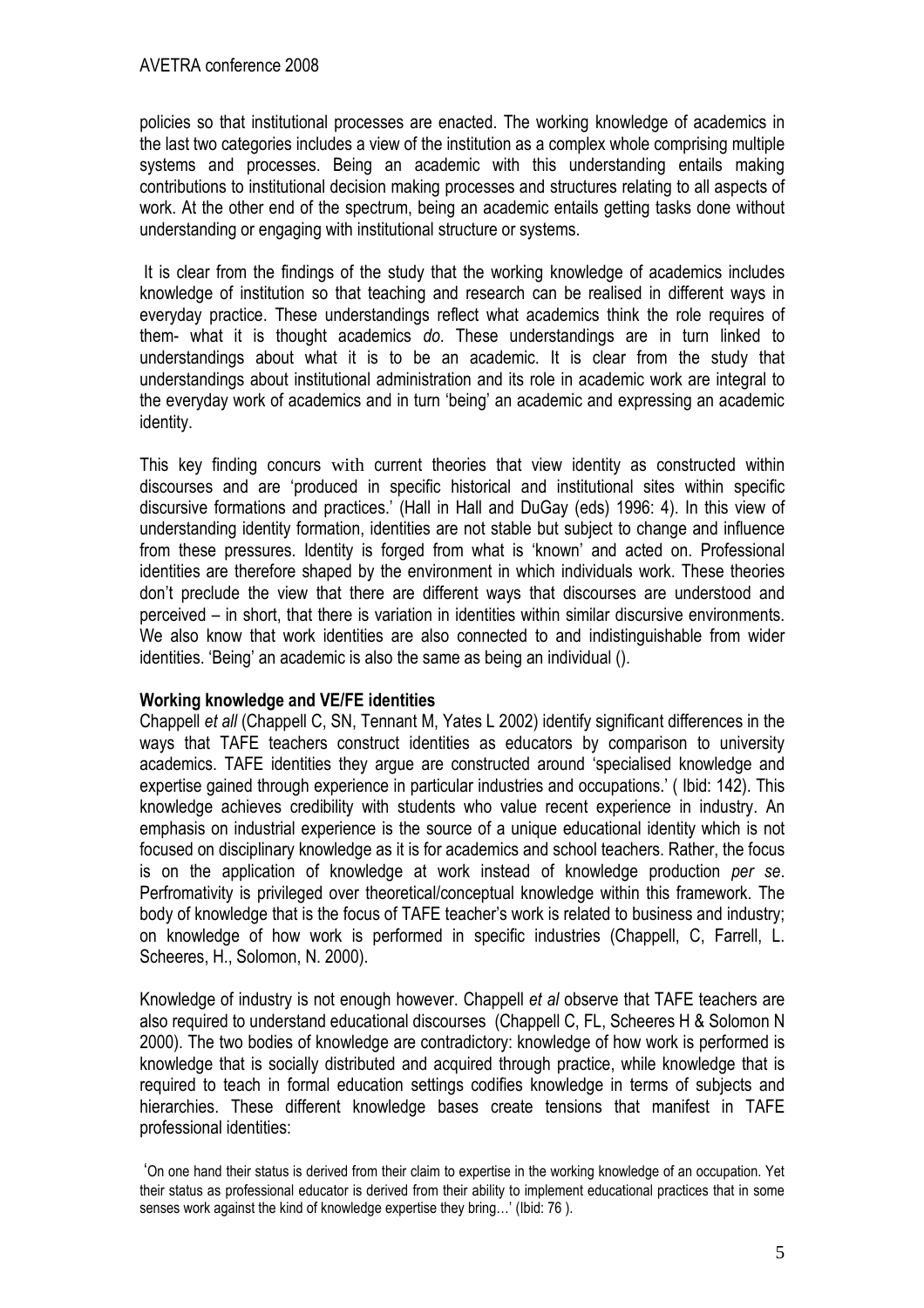policies so that institutional processes are enacted. The working knowledge of academics in the last two categories includes a view of the institution as a complex whole comprising multiple systems and processes. Being an academic with this understanding entails making contributions to institutional decision making processes and structures relating to all aspects of work. At the other end of the spectrum, being an academic entails getting tasks done without understanding or engaging with institutional structure or systems.

It is clear from the findings of the study that the working knowledge of academics includes knowledge of institution so that teaching and research can be realised in different ways in everyday practice. These understandings reflect what academics think the role requires of them- what it is thought academics *do*. These understandings are in turn linked to understandings about what it is to be an academic. It is clear from the study that understandings about institutional administration and its role in academic work are integral to the everyday work of academics and in turn 'being' an academic and expressing an academic identity.

This key finding concurs with current theories that view identity as constructed within discourses and are 'produced in specific historical and institutional sites within specific discursive formations and practices.' (Hall in Hall and DuGay (eds) 1996: 4). In this view of understanding identity formation, identities are not stable but subject to change and influence from these pressures. Identity is forged from what is 'known' and acted on. Professional identities are therefore shaped by the environment in which individuals work. These theories don't preclude the view that there are different ways that discourses are understood and perceived – in short, that there is variation in identities within similar discursive environments. We also know that work identities are also connected to and indistinguishable from wider identities. 'Being' an academic is also the same as being an individual ().

**Working knowledge and VE/FE identities**

Chappell *et all* (Chappell C, SN, Tennant M, Yates L 2002) identify significant differences in the ways that TAFE teachers construct identities as educators by comparison to university academics. TAFE identities they argue are constructed around 'specialised knowledge and expertise gained through experience in particular industries and occupations.' ( Ibid: 142). This knowledge achieves credibility with students who value recent experience in industry. An emphasis on industrial experience is the source of a unique educational identity which is not focused on disciplinary knowledge as it is for academics and school teachers. Rather, the focus is on the application of knowledge at work instead of knowledge production *per se*. Perfromativity is privileged over theoretical/conceptual knowledge within this framework. The body of knowledge that is the focus of TAFE teacher's work is related to business and industry; on knowledge of how work is performed in specific industries (Chappell, C, Farrell, L. Scheeres, H., Solomon, N. 2000).

Knowledge of industry is not enough however. Chappell *et al* observe that TAFE teachers are also required to understand educational discourses (Chappell C, FL, Scheeres H & Solomon N 2000). The two bodies of knowledge are contradictory: knowledge of how work is performed is knowledge that is socially distributed and acquired through practice, while knowledge that is required to teach in formal education settings codifies knowledge in terms of subjects and hierarchies. These different knowledge bases create tensions that manifest in TAFE professional identities:

'On one hand their status is derived from their claim to expertise in the working knowledge of an occupation. Yet their status as professional educator is derived from their ability to implement educational practices that in some senses work against the kind of knowledge expertise they bring…' (Ibid: 76 ).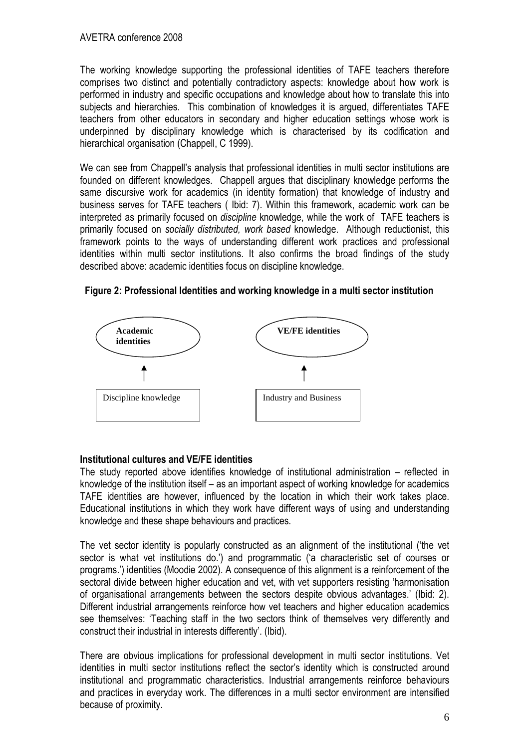The working knowledge supporting the professional identities of TAFE teachers therefore comprises two distinct and potentially contradictory aspects: knowledge about how work is performed in industry and specific occupations and knowledge about how to translate this into subjects and hierarchies. This combination of knowledges it is argued, differentiates TAFE teachers from other educators in secondary and higher education settings whose work is underpinned by disciplinary knowledge which is characterised by its codification and hierarchical organisation (Chappell, C 1999).

We can see from Chappell's analysis that professional identities in multi sector institutions are founded on different knowledges. Chappell argues that disciplinary knowledge performs the same discursive work for academics (in identity formation) that knowledge of industry and business serves for TAFE teachers ( Ibid: 7). Within this framework, academic work can be interpreted as primarily focused on *discipline* knowledge, while the work of TAFE teachers is primarily focused on *socially distributed, work based* knowledge. Although reductionist, this framework points to the ways of understanding different work practices and professional identities within multi sector institutions. It also confirms the broad findings of the study described above: academic identities focus on discipline knowledge.

**Figure 2: Professional Identities and working knowledge in a multi sector institution**

| Academic identities | VE/FE identities |
| --- | --- |
| ↑ | ↑ |
| Discipline knowledge | Industry and Business |

### Institutional cultures and VE/FE identities

The study reported above identifies knowledge of institutional administration – reflected in knowledge of the institution itself – as an important aspect of working knowledge for academics TAFE identities are however, influenced by the location in which their work takes place. Educational institutions in which they work have different ways of using and understanding knowledge and these shape behaviours and practices.

The vet sector identity is popularly constructed as an alignment of the institutional ('the vet sector is what vet institutions do.') and programmatic ('a characteristic set of courses or programs.') identities (Moodie 2002). A consequence of this alignment is a reinforcement of the sectoral divide between higher education and vet, with vet supporters resisting 'harmonisation of organisational arrangements between the sectors despite obvious advantages.' (Ibid: 2). Different industrial arrangements reinforce how vet teachers and higher education academics see themselves: 'Teaching staff in the two sectors think of themselves very differently and construct their industrial in interests differently'. (Ibid).

There are obvious implications for professional development in multi sector institutions. Vet identities in multi sector institutions reflect the sector's identity which is constructed around institutional and programmatic characteristics. Industrial arrangements reinforce behaviours and practices in everyday work. The differences in a multi sector environment are intensified because of proximity.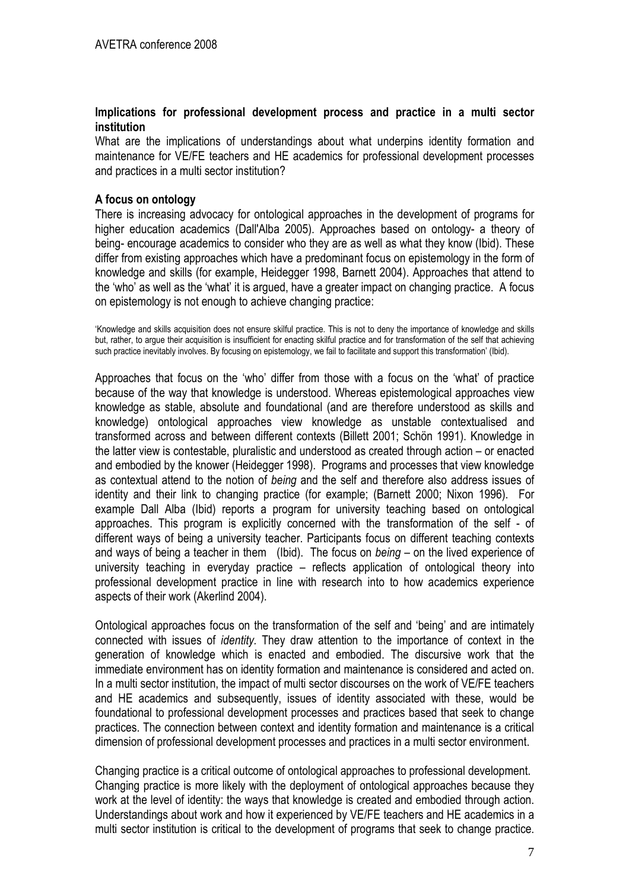**Implications for professional development process and practice in a multi sector institution**

What are the implications of understandings about what underpins identity formation and maintenance for VE/FE teachers and HE academics for professional development processes and practices in a multi sector institution?

**A focus on ontology**

There is increasing advocacy for ontological approaches in the development of programs for higher education academics (Dall'Alba 2005). Approaches based on ontology- a theory of being- encourage academics to consider who they are as well as what they know (Ibid). These differ from existing approaches which have a predominant focus on epistemology in the form of knowledge and skills (for example, Heidegger 1998, Barnett 2004). Approaches that attend to the 'who' as well as the 'what' it is argued, have a greater impact on changing practice. A focus on epistemology is not enough to achieve changing practice:

'Knowledge and skills acquisition does not ensure skilful practice. This is not to deny the importance of knowledge and skills but, rather, to argue their acquisition is insufficient for enacting skilful practice and for transformation of the self that achieving such practice inevitably involves. By focusing on epistemology, we fail to facilitate and support this transformation' (Ibid).

Approaches that focus on the 'who' differ from those with a focus on the 'what' of practice because of the way that knowledge is understood. Whereas epistemological approaches view knowledge as stable, absolute and foundational (and are therefore understood as skills and knowledge) ontological approaches view knowledge as unstable contextualised and transformed across and between different contexts (Billett 2001; Schön 1991). Knowledge in the latter view is contestable, pluralistic and understood as created through action – or enacted and embodied by the knower (Heidegger 1998). Programs and processes that view knowledge as contextual attend to the notion of *being* and the self and therefore also address issues of identity and their link to changing practice (for example; (Barnett 2000; Nixon 1996). For example Dall Alba (Ibid) reports a program for university teaching based on ontological approaches. This program is explicitly concerned with the transformation of the self - of different ways of being a university teacher. Participants focus on different teaching contexts and ways of being a teacher in them (Ibid). The focus on *being* – on the lived experience of university teaching in everyday practice – reflects application of ontological theory into professional development practice in line with research into to how academics experience aspects of their work (Akerlind 2004).

Ontological approaches focus on the transformation of the self and 'being' and are intimately connected with issues of *identity.* They draw attention to the importance of context in the generation of knowledge which is enacted and embodied. The discursive work that the immediate environment has on identity formation and maintenance is considered and acted on. In a multi sector institution, the impact of multi sector discourses on the work of VE/FE teachers and HE academics and subsequently, issues of identity associated with these, would be foundational to professional development processes and practices based that seek to change practices. The connection between context and identity formation and maintenance is a critical dimension of professional development processes and practices in a multi sector environment.

Changing practice is a critical outcome of ontological approaches to professional development. Changing practice is more likely with the deployment of ontological approaches because they work at the level of identity: the ways that knowledge is created and embodied through action. Understandings about work and how it experienced by VE/FE teachers and HE academics in a multi sector institution is critical to the development of programs that seek to change practice.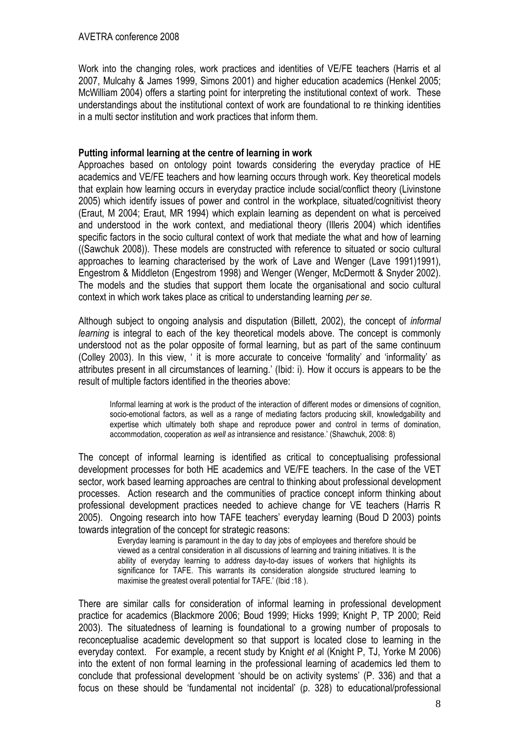Work into the changing roles, work practices and identities of VE/FE teachers (Harris et al 2007, Mulcahy & James 1999, Simons 2001) and higher education academics (Henkel 2005; McWilliam 2004) offers a starting point for interpreting the institutional context of work. These understandings about the institutional context of work are foundational to re thinking identities in a multi sector institution and work practices that inform them.

**Putting informal learning at the centre of learning in work**

Approaches based on ontology point towards considering the everyday practice of HE academics and VE/FE teachers and how learning occurs through work. Key theoretical models that explain how learning occurs in everyday practice include social/conflict theory (Livinstone 2005) which identify issues of power and control in the workplace, situated/cognitivist theory (Eraut, M 2004; Eraut, MR 1994) which explain learning as dependent on what is perceived and understood in the work context, and mediational theory (Illeris 2004) which identifies specific factors in the socio cultural context of work that mediate the what and how of learning ((Sawchuk 2008)). These models are constructed with reference to situated or socio cultural approaches to learning characterised by the work of Lave and Wenger (Lave 1991)1991), Engestrom & Middleton (Engestrom 1998) and Wenger (Wenger, McDermott & Snyder 2002). The models and the studies that support them locate the organisational and socio cultural context in which work takes place as critical to understanding learning *per se*.

Although subject to ongoing analysis and disputation (Billett, 2002), the concept of *informal learning* is integral to each of the key theoretical models above. The concept is commonly understood not as the polar opposite of formal learning, but as part of the same continuum (Colley 2003). In this view, ' it is more accurate to conceive 'formality' and 'informality' as attributes present in all circumstances of learning.' (Ibid: i). How it occurs is appears to be the result of multiple factors identified in the theories above:

> Informal learning at work is the product of the interaction of different modes or dimensions of cognition, socio-emotional factors, as well as a range of mediating factors producing skill, knowledgability and expertise which ultimately both shape and reproduce power and control in terms of domination, accommodation, cooperation *as well as* intransience and resistance.' (Shawchuk, 2008: 8)

The concept of informal learning is identified as critical to conceptualising professional development processes for both HE academics and VE/FE teachers. In the case of the VET sector, work based learning approaches are central to thinking about professional development processes. Action research and the communities of practice concept inform thinking about professional development practices needed to achieve change for VE teachers (Harris R 2005). Ongoing research into how TAFE teachers' everyday learning (Boud D 2003) points towards integration of the concept for strategic reasons:

> Everyday learning is paramount in the day to day jobs of employees and therefore should be viewed as a central consideration in all discussions of learning and training initiatives. It is the ability of everyday learning to address day-to-day issues of workers that highlights its significance for TAFE. This warrants its consideration alongside structured learning to maximise the greatest overall potential for TAFE.' (Ibid :18 ).

There are similar calls for consideration of informal learning in professional development practice for academics (Blackmore 2006; Boud 1999; Hicks 1999; Knight P, TP 2000; Reid 2003). The situatedness of learning is foundational to a growing number of proposals to reconceptualise academic development so that support is located close to learning in the everyday context. For example, a recent study by Knight *et al* (Knight P, TJ, Yorke M 2006) into the extent of non formal learning in the professional learning of academics led them to conclude that professional development 'should be on activity systems' (P. 336) and that a focus on these should be 'fundamental not incidental' (p. 328) to educational/professional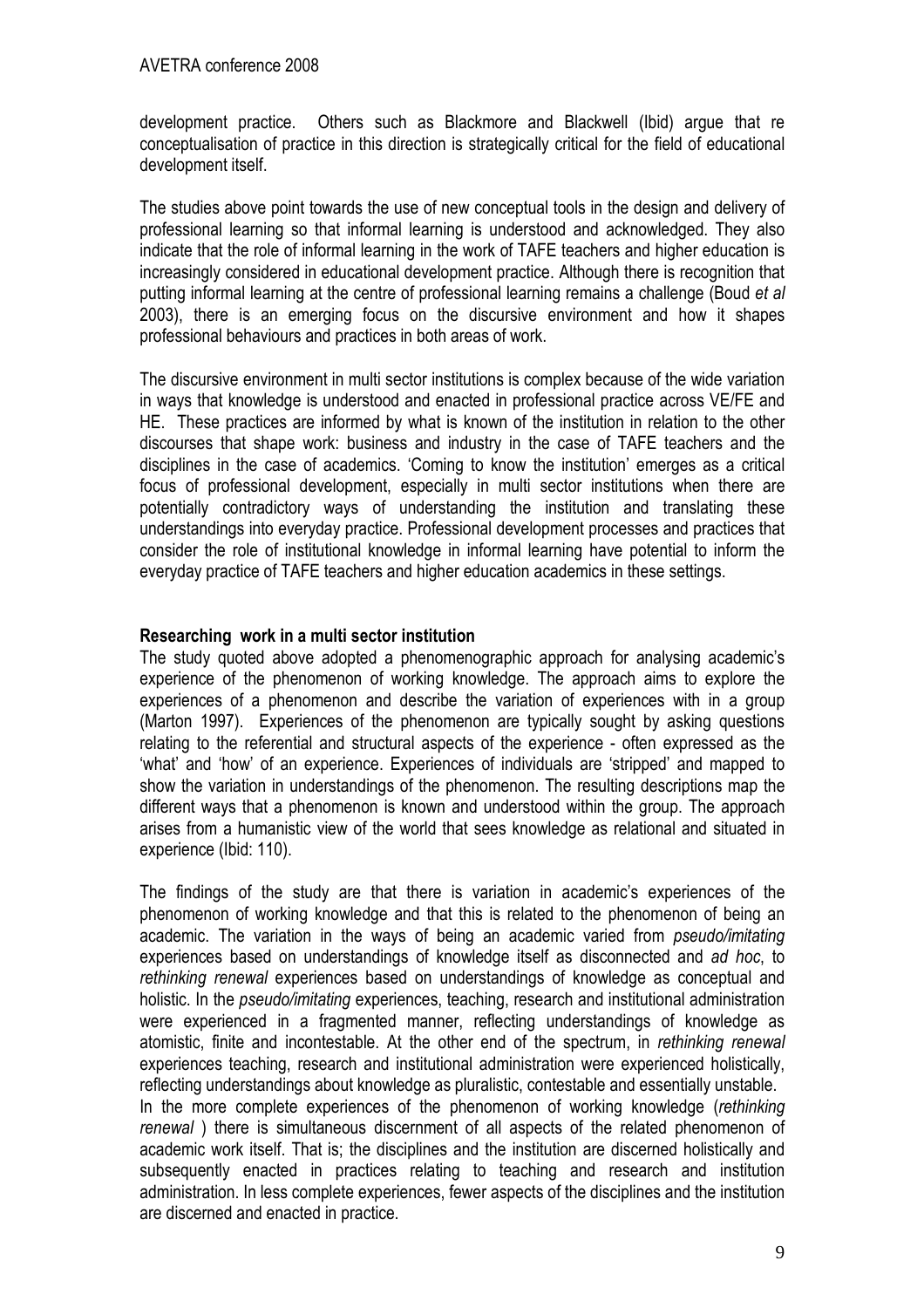development practice. Others such as Blackmore and Blackwell (Ibid) argue that re conceptualisation of practice in this direction is strategically critical for the field of educational development itself.

The studies above point towards the use of new conceptual tools in the design and delivery of professional learning so that informal learning is understood and acknowledged. They also indicate that the role of informal learning in the work of TAFE teachers and higher education is increasingly considered in educational development practice. Although there is recognition that putting informal learning at the centre of professional learning remains a challenge (Boud *et al* 2003), there is an emerging focus on the discursive environment and how it shapes professional behaviours and practices in both areas of work.

The discursive environment in multi sector institutions is complex because of the wide variation in ways that knowledge is understood and enacted in professional practice across VE/FE and HE. These practices are informed by what is known of the institution in relation to the other discourses that shape work: business and industry in the case of TAFE teachers and the disciplines in the case of academics. 'Coming to know the institution' emerges as a critical focus of professional development, especially in multi sector institutions when there are potentially contradictory ways of understanding the institution and translating these understandings into everyday practice. Professional development processes and practices that consider the role of institutional knowledge in informal learning have potential to inform the everyday practice of TAFE teachers and higher education academics in these settings.

**Researching work in a multi sector institution**

The study quoted above adopted a phenomenographic approach for analysing academic's experience of the phenomenon of working knowledge. The approach aims to explore the experiences of a phenomenon and describe the variation of experiences with in a group (Marton 1997). Experiences of the phenomenon are typically sought by asking questions relating to the referential and structural aspects of the experience - often expressed as the 'what' and 'how' of an experience. Experiences of individuals are 'stripped' and mapped to show the variation in understandings of the phenomenon. The resulting descriptions map the different ways that a phenomenon is known and understood within the group. The approach arises from a humanistic view of the world that sees knowledge as relational and situated in experience (Ibid: 110).

The findings of the study are that there is variation in academic's experiences of the phenomenon of working knowledge and that this is related to the phenomenon of being an academic. The variation in the ways of being an academic varied from *pseudo/imitating* experiences based on understandings of knowledge itself as disconnected and *ad hoc*, to *rethinking renewal* experiences based on understandings of knowledge as conceptual and holistic. In the *pseudo/imitating* experiences, teaching, research and institutional administration were experienced in a fragmented manner, reflecting understandings of knowledge as atomistic, finite and incontestable. At the other end of the spectrum, in *rethinking renewal* experiences teaching, research and institutional administration were experienced holistically, reflecting understandings about knowledge as pluralistic, contestable and essentially unstable.
In the more complete experiences of the phenomenon of working knowledge (*rethinking renewal* ) there is simultaneous discernment of all aspects of the related phenomenon of academic work itself. That is; the disciplines and the institution are discerned holistically and subsequently enacted in practices relating to teaching and research and institution administration. In less complete experiences, fewer aspects of the disciplines and the institution are discerned and enacted in practice.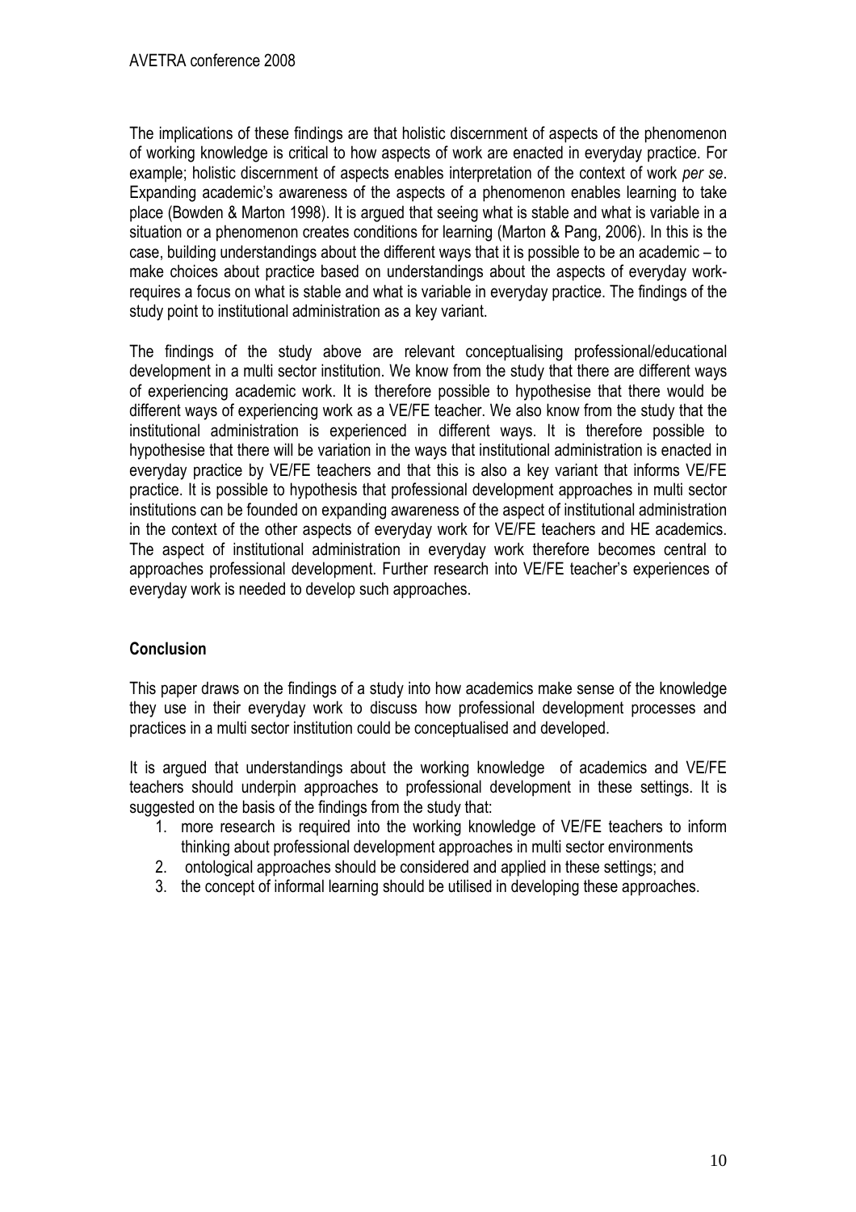The implications of these findings are that holistic discernment of aspects of the phenomenon of working knowledge is critical to how aspects of work are enacted in everyday practice. For example; holistic discernment of aspects enables interpretation of the context of work *per se*. Expanding academic's awareness of the aspects of a phenomenon enables learning to take place (Bowden & Marton 1998). It is argued that seeing what is stable and what is variable in a situation or a phenomenon creates conditions for learning (Marton & Pang, 2006). In this is the case, building understandings about the different ways that it is possible to be an academic – to make choices about practice based on understandings about the aspects of everyday work-requires a focus on what is stable and what is variable in everyday practice. The findings of the study point to institutional administration as a key variant.

The findings of the study above are relevant conceptualising professional/educational development in a multi sector institution. We know from the study that there are different ways of experiencing academic work. It is therefore possible to hypothesise that there would be different ways of experiencing work as a VE/FE teacher. We also know from the study that the institutional administration is experienced in different ways. It is therefore possible to hypothesise that there will be variation in the ways that institutional administration is enacted in everyday practice by VE/FE teachers and that this is also a key variant that informs VE/FE practice. It is possible to hypothesis that professional development approaches in multi sector institutions can be founded on expanding awareness of the aspect of institutional administration in the context of the other aspects of everyday work for VE/FE teachers and HE academics. The aspect of institutional administration in everyday work therefore becomes central to approaches professional development. Further research into VE/FE teacher's experiences of everyday work is needed to develop such approaches.

## Conclusion

This paper draws on the findings of a study into how academics make sense of the knowledge they use in their everyday work to discuss how professional development processes and practices in a multi sector institution could be conceptualised and developed.

It is argued that understandings about the working knowledge of academics and VE/FE teachers should underpin approaches to professional development in these settings. It is suggested on the basis of the findings from the study that:

1. more research is required into the working knowledge of VE/FE teachers to inform thinking about professional development approaches in multi sector environments
2. ontological approaches should be considered and applied in these settings; and
3. the concept of informal learning should be utilised in developing these approaches.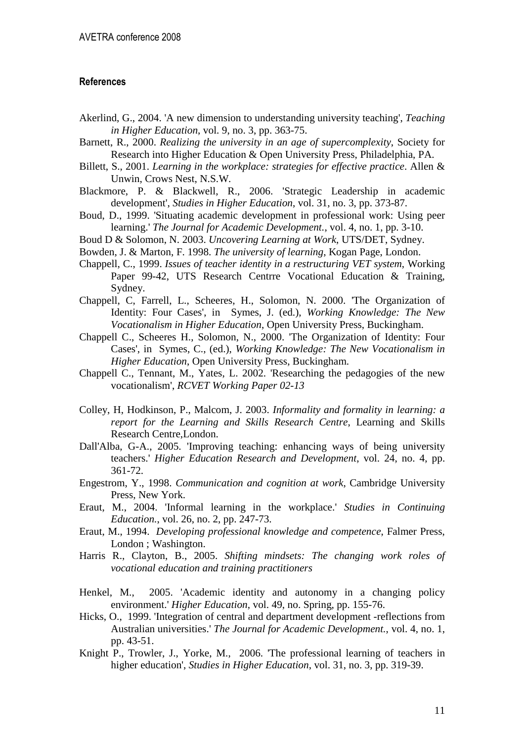## References

Akerlind, G., 2004. 'A new dimension to understanding university teaching', *Teaching in Higher Education*, vol. 9, no. 3, pp. 363-75.

Barnett, R., 2000. *Realizing the university in an age of supercomplexity*, Society for Research into Higher Education & Open University Press, Philadelphia, PA.

Billett, S., 2001. *Learning in the workplace: strategies for effective practice*. Allen & Unwin, Crows Nest, N.S.W.

Blackmore, P. & Blackwell, R., 2006. 'Strategic Leadership in academic development', *Studies in Higher Education*, vol. 31, no. 3, pp. 373-87.

Boud, D., 1999. 'Situating academic development in professional work: Using peer learning.' *The Journal for Academic Development.*, vol. 4, no. 1, pp. 3-10.

Boud D & Solomon, N. 2003. *Uncovering Learning at Work*, UTS/DET, Sydney.

Bowden, J. & Marton, F. 1998. *The university of learning*, Kogan Page, London.

Chappell, C., 1999. *Issues of teacher identity in a restructuring VET system*, Working Paper 99-42, UTS Research Centrre Vocational Education & Training, Sydney.

Chappell, C, Farrell, L., Scheeres, H., Solomon, N. 2000. 'The Organization of Identity: Four Cases', in Symes, J. (ed.), *Working Knowledge: The New Vocationalism in Higher Education*, Open University Press, Buckingham.

Chappell C., Scheeres H., Solomon, N., 2000. 'The Organization of Identity: Four Cases', in Symes, C., (ed.), *Working Knowledge: The New Vocationalism in Higher Education*, Open University Press, Buckingham.

Chappell C., Tennant, M., Yates, L. 2002. 'Researching the pedagogies of the new vocationalism', *RCVET Working Paper 02-13*

Colley, H, Hodkinson, P., Malcom, J. 2003. *Informality and formality in learning: a report for the Learning and Skills Research Centre*, Learning and Skills Research Centre,London.

Dall'Alba, G-A., 2005. 'Improving teaching: enhancing ways of being university teachers.' *Higher Education Research and Development*, vol. 24, no. 4, pp. 361-72.

Engestrom, Y., 1998. *Communication and cognition at work*, Cambridge University Press, New York.

Eraut, M., 2004. 'Informal learning in the workplace.' *Studies in Continuing Education.*, vol. 26, no. 2, pp. 247-73.

Eraut, M., 1994. *Developing professional knowledge and competence*, Falmer Press, London ; Washington.

Harris R., Clayton, B., 2005. *Shifting mindsets: The changing work roles of vocational education and training practitioners*

Henkel, M., 2005. 'Academic identity and autonomy in a changing policy environment.' *Higher Education*, vol. 49, no. Spring, pp. 155-76.

Hicks, O., 1999. 'Integration of central and department development -reflections from Australian universities.' *The Journal for Academic Development.*, vol. 4, no. 1, pp. 43-51.

Knight P., Trowler, J., Yorke, M., 2006. 'The professional learning of teachers in higher education', *Studies in Higher Education*, vol. 31, no. 3, pp. 319-39.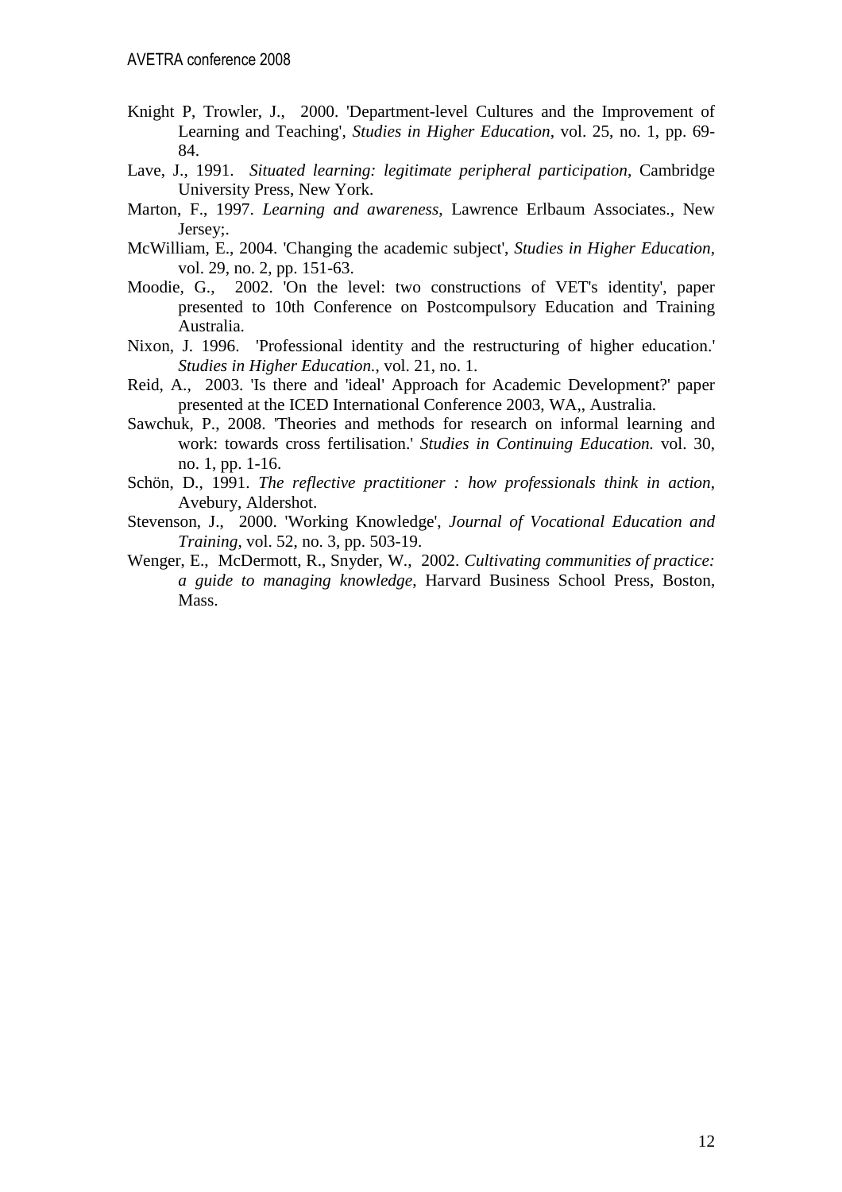Knight P, Trowler, J., 2000. 'Department-level Cultures and the Improvement of Learning and Teaching', *Studies in Higher Education*, vol. 25, no. 1, pp. 69-84.

Lave, J., 1991. *Situated learning: legitimate peripheral participation*, Cambridge University Press, New York.

Marton, F., 1997. *Learning and awareness*, Lawrence Erlbaum Associates., New Jersey;.

McWilliam, E., 2004. 'Changing the academic subject', *Studies in Higher Education*, vol. 29, no. 2, pp. 151-63.

Moodie, G., 2002. 'On the level: two constructions of VET's identity', paper presented to 10th Conference on Postcompulsory Education and Training Australia.

Nixon, J. 1996. 'Professional identity and the restructuring of higher education.' *Studies in Higher Education.*, vol. 21, no. 1.

Reid, A., 2003. 'Is there and 'ideal' Approach for Academic Development?' paper presented at the ICED International Conference 2003, WA,, Australia.

Sawchuk, P., 2008. 'Theories and methods for research on informal learning and work: towards cross fertilisation.' *Studies in Continuing Education.* vol. 30, no. 1, pp. 1-16.

Schön, D., 1991. *The reflective practitioner : how professionals think in action*, Avebury, Aldershot.

Stevenson, J., 2000. 'Working Knowledge', *Journal of Vocational Education and Training*, vol. 52, no. 3, pp. 503-19.

Wenger, E., McDermott, R., Snyder, W., 2002. *Cultivating communities of practice: a guide to managing knowledge*, Harvard Business School Press, Boston, Mass.